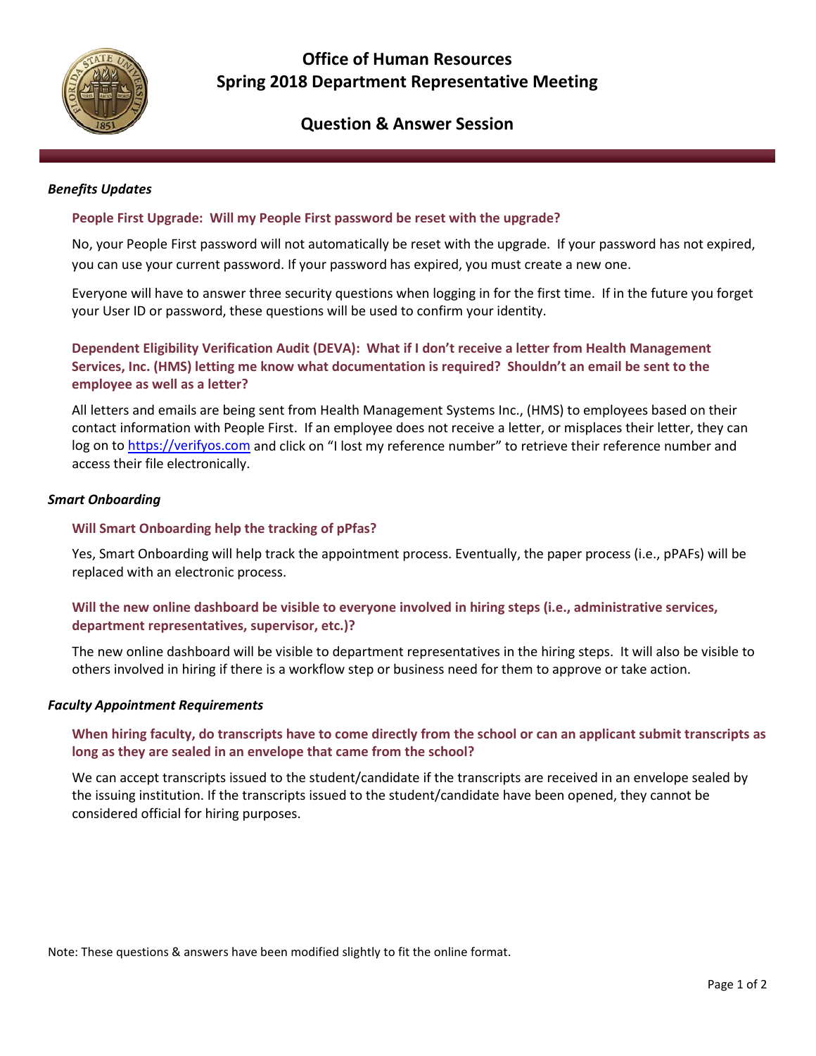# Office of Human Resources
# Spring 2018 Department Representative Meeting

## Question & Answer Session

### *Benefits Updates*

**People First Upgrade: Will my People First password be reset with the upgrade?**

No, your People First password will not automatically be reset with the upgrade. If your password has not expired, you can use your current password. If your password has expired, you must create a new one.

Everyone will have to answer three security questions when logging in for the first time. If in the future you forget your User ID or password, these questions will be used to confirm your identity.

**Dependent Eligibility Verification Audit (DEVA): What if I don't receive a letter from Health Management Services, Inc. (HMS) letting me know what documentation is required? Shouldn't an email be sent to the employee as well as a letter?**

All letters and emails are being sent from Health Management Systems Inc., (HMS) to employees based on their contact information with People First. If an employee does not receive a letter, or misplaces their letter, they can log on to https://verifyos.com and click on "I lost my reference number" to retrieve their reference number and access their file electronically.

### *Smart Onboarding*

**Will Smart Onboarding help the tracking of pPfas?**

Yes, Smart Onboarding will help track the appointment process. Eventually, the paper process (i.e., pPAFs) will be replaced with an electronic process.

**Will the new online dashboard be visible to everyone involved in hiring steps (i.e., administrative services, department representatives, supervisor, etc.)?**

The new online dashboard will be visible to department representatives in the hiring steps. It will also be visible to others involved in hiring if there is a workflow step or business need for them to approve or take action.

### *Faculty Appointment Requirements*

**When hiring faculty, do transcripts have to come directly from the school or can an applicant submit transcripts as long as they are sealed in an envelope that came from the school?**

We can accept transcripts issued to the student/candidate if the transcripts are received in an envelope sealed by the issuing institution. If the transcripts issued to the student/candidate have been opened, they cannot be considered official for hiring purposes.

Note: These questions & answers have been modified slightly to fit the online format.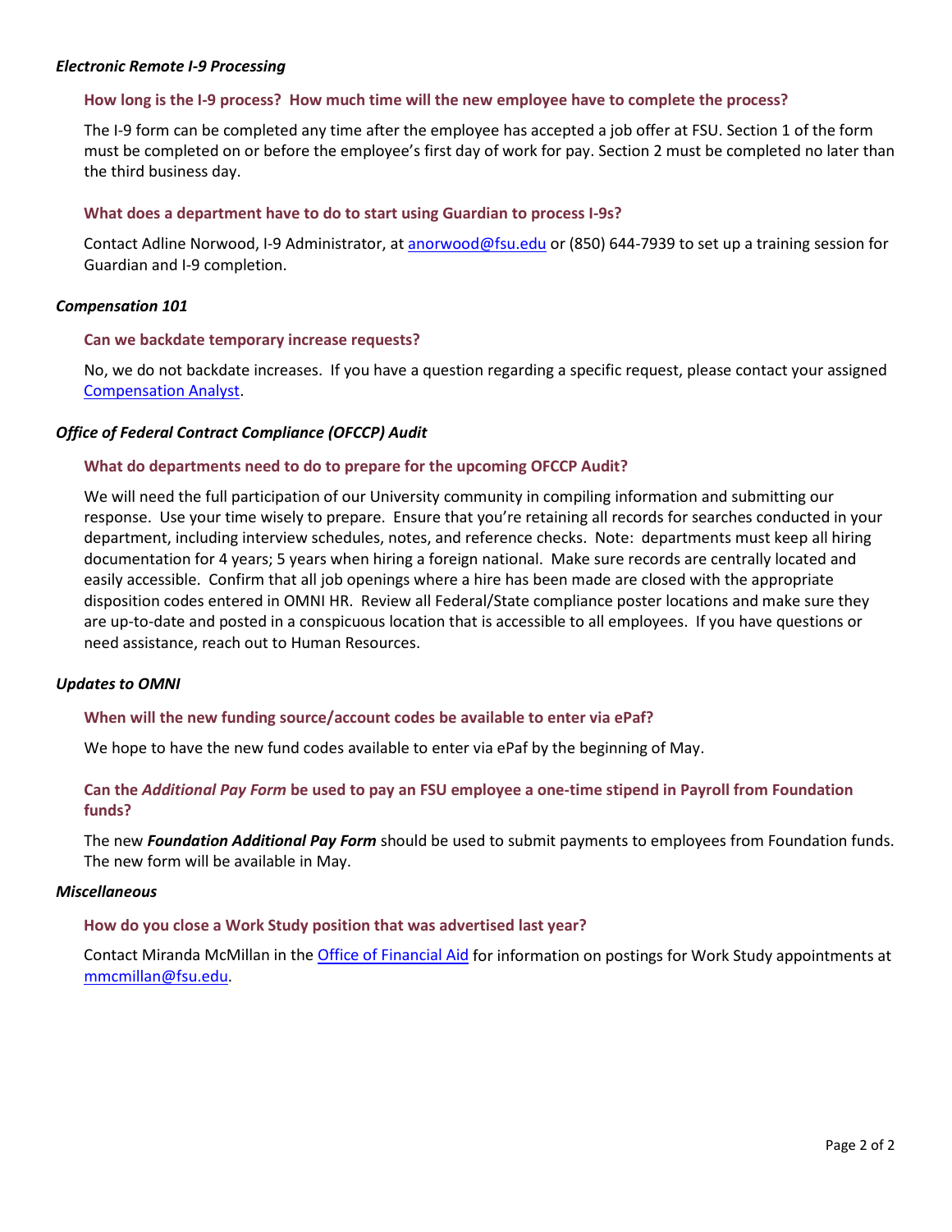## *Electronic Remote I-9 Processing*

### How long is the I-9 process? How much time will the new employee have to complete the process?

The I-9 form can be completed any time after the employee has accepted a job offer at FSU. Section 1 of the form must be completed on or before the employee's first day of work for pay. Section 2 must be completed no later than the third business day.

### What does a department have to do to start using Guardian to process I-9s?

Contact Adline Norwood, I-9 Administrator, at [anorwood@fsu.edu](mailto:anorwood@fsu.edu) or (850) 644-7939 to set up a training session for Guardian and I-9 completion.

## *Compensation 101*

### Can we backdate temporary increase requests?

No, we do not backdate increases. If you have a question regarding a specific request, please contact your assigned Compensation Analyst.

## *Office of Federal Contract Compliance (OFCCP) Audit*

### What do departments need to do to prepare for the upcoming OFCCP Audit?

We will need the full participation of our University community in compiling information and submitting our response. Use your time wisely to prepare. Ensure that you're retaining all records for searches conducted in your department, including interview schedules, notes, and reference checks. Note: departments must keep all hiring documentation for 4 years; 5 years when hiring a foreign national. Make sure records are centrally located and easily accessible. Confirm that all job openings where a hire has been made are closed with the appropriate disposition codes entered in OMNI HR. Review all Federal/State compliance poster locations and make sure they are up-to-date and posted in a conspicuous location that is accessible to all employees. If you have questions or need assistance, reach out to Human Resources.

## *Updates to OMNI*

### When will the new funding source/account codes be available to enter via ePaf?

We hope to have the new fund codes available to enter via ePaf by the beginning of May.

### Can the *Additional Pay Form* be used to pay an FSU employee a one-time stipend in Payroll from Foundation funds?

The new ***Foundation Additional Pay Form*** should be used to submit payments to employees from Foundation funds. The new form will be available in May.

## *Miscellaneous*

### How do you close a Work Study position that was advertised last year?

Contact Miranda McMillan in the Office of Financial Aid for information on postings for Work Study appointments at [mmcmillan@fsu.edu](mailto:mmcmillan@fsu.edu).